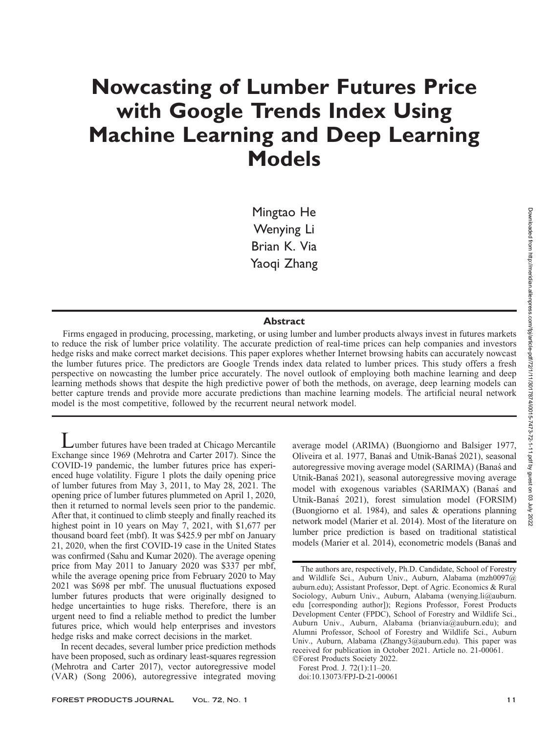# Nowcasting of Lumber Futures Price with Google Trends Index Using Machine Learning and Deep Learning Models

Mingtao He
Wenying Li
Brian K. Via
Yaoqi Zhang

## Abstract

Firms engaged in producing, processing, marketing, or using lumber and lumber products always invest in futures markets to reduce the risk of lumber price volatility. The accurate prediction of real-time prices can help companies and investors hedge risks and make correct market decisions. This paper explores whether Internet browsing habits can accurately nowcast the lumber futures price. The predictors are Google Trends index data related to lumber prices. This study offers a fresh perspective on nowcasting the lumber price accurately. The novel outlook of employing both machine learning and deep learning methods shows that despite the high predictive power of both the methods, on average, deep learning models can better capture trends and provide more accurate predictions than machine learning models. The artificial neural network model is the most competitive, followed by the recurrent neural network model.

Lumber futures have been traded at Chicago Mercantile Exchange since 1969 (Mehrotra and Carter 2017). Since the COVID-19 pandemic, the lumber futures price has experienced huge volatility. Figure 1 plots the daily opening price of lumber futures from May 3, 2011, to May 28, 2021. The opening price of lumber futures plummeted on April 1, 2020, then it returned to normal levels seen prior to the pandemic. After that, it continued to climb steeply and finally reached its highest point in 10 years on May 7, 2021, with $1,677 per thousand board feet (mbf). It was $425.9 per mbf on January 21, 2020, when the first COVID-19 case in the United States was confirmed (Sahu and Kumar 2020). The average opening price from May 2011 to January 2020 was $337 per mbf, while the average opening price from February 2020 to May 2021 was $698 per mbf. The unusual fluctuations exposed lumber futures products that were originally designed to hedge uncertainties to huge risks. Therefore, there is an urgent need to find a reliable method to predict the lumber futures price, which would help enterprises and investors hedge risks and make correct decisions in the market.

In recent decades, several lumber price prediction methods have been proposed, such as ordinary least-squares regression (Mehrotra and Carter 2017), vector autoregressive model (VAR) (Song 2006), autoregressive integrated moving average model (ARIMA) (Buongiorno and Balsiger 1977, Oliveira et al. 1977, Banaś and Utnik-Banaś 2021), seasonal autoregressive moving average model (SARIMA) (Banaś and Utnik-Banaś 2021), seasonal autoregressive moving average model with exogenous variables (SARIMAX) (Banaś and Utnik-Banaś 2021), forest simulation model (FORSIM) (Buongiorno et al. 1984), and sales & operations planning network model (Marier et al. 2014). Most of the literature on lumber price prediction is based on traditional statistical models (Marier et al. 2014), econometric models (Banaś and

The authors are, respectively, Ph.D. Candidate, School of Forestry and Wildlife Sci., Auburn Univ., Auburn, Alabama (mzh0097@auburn.edu); Assistant Professor, Dept. of Agric. Economics & Rural Sociology, Auburn Univ., Auburn, Alabama (wenying.li@auburn.edu [corresponding author]); Regions Professor, Forest Products Development Center (FPDC), School of Forestry and Wildlife Sci., Auburn Univ., Auburn, Alabama (brianvia@auburn.edu); and Alumni Professor, School of Forestry and Wildlife Sci., Auburn Univ., Auburn, Alabama (Zhangy3@auburn.edu). This paper was received for publication in October 2021. Article no. 21-00061.
©Forest Products Society 2022.
Forest Prod. J. 72(1):11–20.
doi:10.13073/FPJ-D-21-00061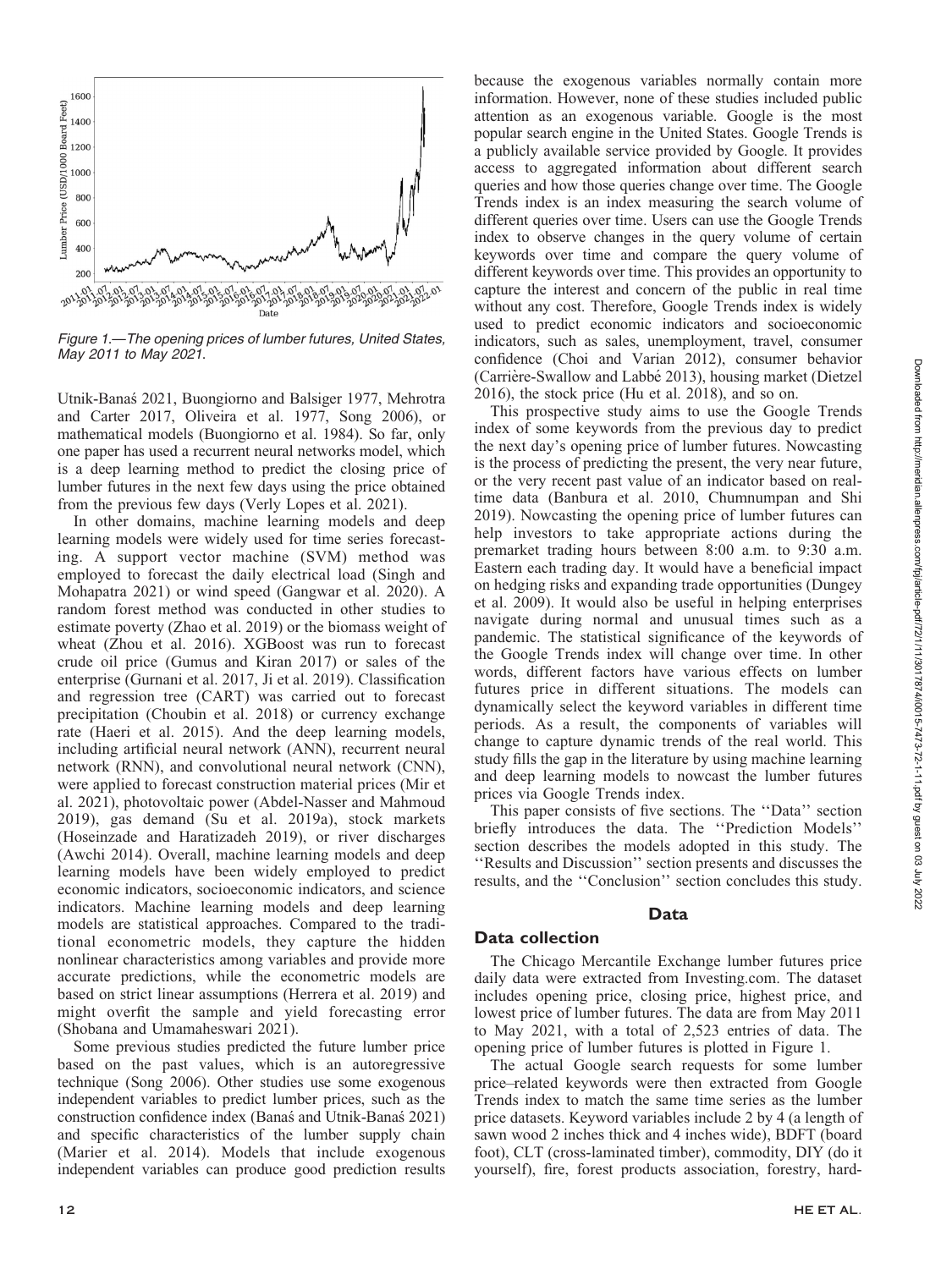Figure 1.—The opening prices of lumber futures, United States, May 2011 to May 2021.

Utnik-Banaś 2021, Buongiorno and Balsiger 1977, Mehrotra and Carter 2017, Oliveira et al. 1977, Song 2006), or mathematical models (Buongiorno et al. 1984). So far, only one paper has used a recurrent neural networks model, which is a deep learning method to predict the closing price of lumber futures in the next few days using the price obtained from the previous few days (Verly Lopes et al. 2021).

In other domains, machine learning models and deep learning models were widely used for time series forecasting. A support vector machine (SVM) method was employed to forecast the daily electrical load (Singh and Mohapatra 2021) or wind speed (Gangwar et al. 2020). A random forest method was conducted in other studies to estimate poverty (Zhao et al. 2019) or the biomass weight of wheat (Zhou et al. 2016). XGBoost was run to forecast crude oil price (Gumus and Kiran 2017) or sales of the enterprise (Gurnani et al. 2017, Ji et al. 2019). Classification and regression tree (CART) was carried out to forecast precipitation (Choubin et al. 2018) or currency exchange rate (Haeri et al. 2015). And the deep learning models, including artificial neural network (ANN), recurrent neural network (RNN), and convolutional neural network (CNN), were applied to forecast construction material prices (Mir et al. 2021), photovoltaic power (Abdel-Nasser and Mahmoud 2019), gas demand (Su et al. 2019a), stock markets (Hoseinzade and Haratizadeh 2019), or river discharges (Awchi 2014). Overall, machine learning models and deep learning models have been widely employed to predict economic indicators, socioeconomic indicators, and science indicators. Machine learning models and deep learning models are statistical approaches. Compared to the traditional econometric models, they capture the hidden nonlinear characteristics among variables and provide more accurate predictions, while the econometric models are based on strict linear assumptions (Herrera et al. 2019) and might overfit the sample and yield forecasting error (Shobana and Umamaheswari 2021).

Some previous studies predicted the future lumber price based on the past values, which is an autoregressive technique (Song 2006). Other studies use some exogenous independent variables to predict lumber prices, such as the construction confidence index (Banaś and Utnik-Banaś 2021) and specific characteristics of the lumber supply chain (Marier et al. 2014). Models that include exogenous independent variables can produce good prediction results because the exogenous variables normally contain more information. However, none of these studies included public attention as an exogenous variable. Google is the most popular search engine in the United States. Google Trends is a publicly available service provided by Google. It provides access to aggregated information about different search queries and how those queries change over time. The Google Trends index is an index measuring the search volume of different queries over time. Users can use the Google Trends index to observe changes in the query volume of certain keywords over time and compare the query volume of different keywords over time. This provides an opportunity to capture the interest and concern of the public in real time without any cost. Therefore, Google Trends index is widely used to predict economic indicators and socioeconomic indicators, such as sales, unemployment, travel, consumer confidence (Choi and Varian 2012), consumer behavior (Carrière-Swallow and Labbé 2013), housing market (Dietzel 2016), the stock price (Hu et al. 2018), and so on.

This prospective study aims to use the Google Trends index of some keywords from the previous day to predict the next day's opening price of lumber futures. Nowcasting is the process of predicting the present, the very near future, or the very recent past value of an indicator based on real-time data (Banbura et al. 2010, Chumnumpan and Shi 2019). Nowcasting the opening price of lumber futures can help investors to take appropriate actions during the premarket trading hours between 8:00 a.m. to 9:30 a.m. Eastern each trading day. It would have a beneficial impact on hedging risks and expanding trade opportunities (Dungey et al. 2009). It would also be useful in helping enterprises navigate during normal and unusual times such as a pandemic. The statistical significance of the keywords of the Google Trends index will change over time. In other words, different factors have various effects on lumber futures price in different situations. The models can dynamically select the keyword variables in different time periods. As a result, the components of variables will change to capture dynamic trends of the real world. This study fills the gap in the literature by using machine learning and deep learning models to nowcast the lumber futures prices via Google Trends index.

This paper consists of five sections. The ''Data'' section briefly introduces the data. The ''Prediction Models'' section describes the models adopted in this study. The ''Results and Discussion'' section presents and discusses the results, and the ''Conclusion'' section concludes this study.

## Data

### Data collection

The Chicago Mercantile Exchange lumber futures price daily data were extracted from Investing.com. The dataset includes opening price, closing price, highest price, and lowest price of lumber futures. The data are from May 2011 to May 2021, with a total of 2,523 entries of data. The opening price of lumber futures is plotted in Figure 1.

The actual Google search requests for some lumber price–related keywords were then extracted from Google Trends index to match the same time series as the lumber price datasets. Keyword variables include 2 by 4 (a length of sawn wood 2 inches thick and 4 inches wide), BDFT (board foot), CLT (cross-laminated timber), commodity, DIY (do it yourself), fire, forest products association, forestry, hard-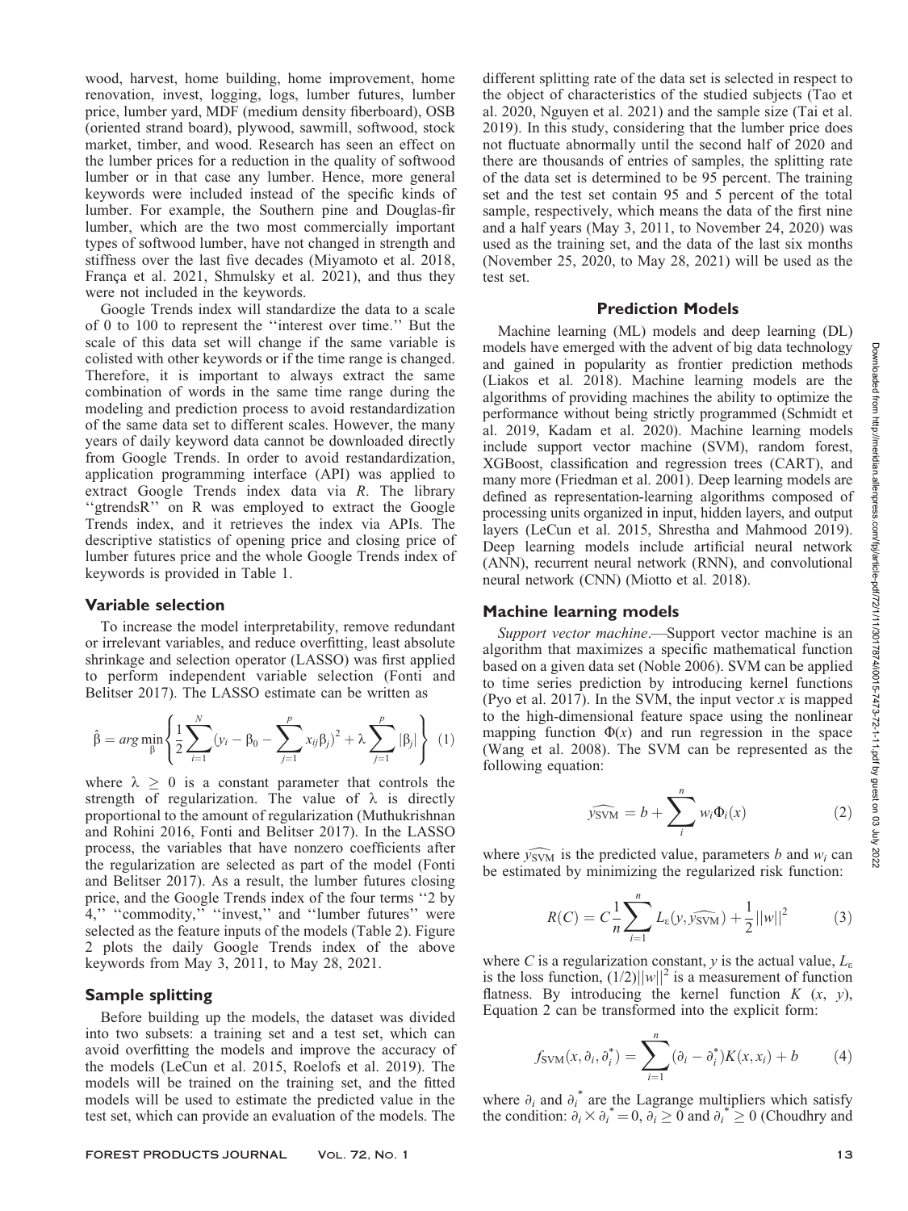wood, harvest, home building, home improvement, home renovation, invest, logging, logs, lumber futures, lumber price, lumber yard, MDF (medium density fiberboard), OSB (oriented strand board), plywood, sawmill, softwood, stock market, timber, and wood. Research has seen an effect on the lumber prices for a reduction in the quality of softwood lumber or in that case any lumber. Hence, more general keywords were included instead of the specific kinds of lumber. For example, the Southern pine and Douglas-fir lumber, which are the two most commercially important types of softwood lumber, have not changed in strength and stiffness over the last five decades (Miyamoto et al. 2018, França et al. 2021, Shmulsky et al. 2021), and thus they were not included in the keywords.

Google Trends index will standardize the data to a scale of 0 to 100 to represent the ''interest over time.'' But the scale of this data set will change if the same variable is colisted with other keywords or if the time range is changed. Therefore, it is important to always extract the same combination of words in the same time range during the modeling and prediction process to avoid restandardization of the same data set to different scales. However, the many years of daily keyword data cannot be downloaded directly from Google Trends. In order to avoid restandardization, application programming interface (API) was applied to extract Google Trends index data via *R*. The library ''gtrendsR'' on R was employed to extract the Google Trends index, and it retrieves the index via APIs. The descriptive statistics of opening price and closing price of lumber futures price and the whole Google Trends index of keywords is provided in Table 1.

### Variable selection

To increase the model interpretability, remove redundant or irrelevant variables, and reduce overfitting, least absolute shrinkage and selection operator (LASSO) was first applied to perform independent variable selection (Fonti and Belitser 2017). The LASSO estimate can be written as

$$\hat{\beta} = arg\min_{\beta}\left\{\frac{1}{2}\sum_{i=1}^{N}(y_i - \beta_0 - \sum_{j=1}^{p}x_{ij}\beta_j)^2 + \lambda\sum_{j=1}^{p}|\beta_j|\right\} \quad (1)$$

where $\lambda \geq 0$ is a constant parameter that controls the strength of regularization. The value of $\lambda$ is directly proportional to the amount of regularization (Muthukrishnan and Rohini 2016, Fonti and Belitser 2017). In the LASSO process, the variables that have nonzero coefficients after the regularization are selected as part of the model (Fonti and Belitser 2017). As a result, the lumber futures closing price, and the Google Trends index of the four terms ''2 by 4,'' ''commodity,'' ''invest,'' and ''lumber futures'' were selected as the feature inputs of the models (Table 2). Figure 2 plots the daily Google Trends index of the above keywords from May 3, 2011, to May 28, 2021.

### Sample splitting

Before building up the models, the dataset was divided into two subsets: a training set and a test set, which can avoid overfitting the models and improve the accuracy of the models (LeCun et al. 2015, Roelofs et al. 2019). The models will be trained on the training set, and the fitted models will be used to estimate the predicted value in the test set, which can provide an evaluation of the models. The different splitting rate of the data set is selected in respect to the object of characteristics of the studied subjects (Tao et al. 2020, Nguyen et al. 2021) and the sample size (Tai et al. 2019). In this study, considering that the lumber price does not fluctuate abnormally until the second half of 2020 and there are thousands of entries of samples, the splitting rate of the data set is determined to be 95 percent. The training set and the test set contain 95 and 5 percent of the total sample, respectively, which means the data of the first nine and a half years (May 3, 2011, to November 24, 2020) was used as the training set, and the data of the last six months (November 25, 2020, to May 28, 2021) will be used as the test set.

## Prediction Models

Machine learning (ML) models and deep learning (DL) models have emerged with the advent of big data technology and gained in popularity as frontier prediction methods (Liakos et al. 2018). Machine learning models are the algorithms of providing machines the ability to optimize the performance without being strictly programmed (Schmidt et al. 2019, Kadam et al. 2020). Machine learning models include support vector machine (SVM), random forest, XGBoost, classification and regression trees (CART), and many more (Friedman et al. 2001). Deep learning models are defined as representation-learning algorithms composed of processing units organized in input, hidden layers, and output layers (LeCun et al. 2015, Shrestha and Mahmood 2019). Deep learning models include artificial neural network (ANN), recurrent neural network (RNN), and convolutional neural network (CNN) (Miotto et al. 2018).

### Machine learning models

*Support vector machine*.—Support vector machine is an algorithm that maximizes a specific mathematical function based on a given data set (Noble 2006). SVM can be applied to time series prediction by introducing kernel functions (Pyo et al. 2017). In the SVM, the input vector *x* is mapped to the high-dimensional feature space using the nonlinear mapping function $\Phi(x)$ and run regression in the space (Wang et al. 2008). The SVM can be represented as the following equation:

$$\widehat{y_{\text{SVM}}} = b + \sum_{i}^{n} w_i\Phi_i(x) \quad (2)$$

where $\widehat{y_{\text{SVM}}}$ is the predicted value, parameters $b$ and $w_i$ can be estimated by minimizing the regularized risk function:

$$R(C) = C\frac{1}{n}\sum_{i=1}^{n}L_{\varepsilon}(y, \widehat{y_{\text{SVM}}}) + \frac{1}{2}||w||^2 \quad (3)$$

where $C$ is a regularization constant, $y$ is the actual value, $L_{\varepsilon}$ is the loss function, $(1/2)||w||^2$ is a measurement of function flatness. By introducing the kernel function $K$ $(x, y)$, Equation 2 can be transformed into the explicit form:

$$f_{\text{SVM}}(x, \partial_i, \partial_i^*) = \sum_{i=1}^{n}(\partial_i - \partial_i^*)K(x, x_i) + b \quad (4)$$

where $\partial_i$ and $\partial_i^*$ are the Lagrange multipliers which satisfy the condition: $\partial_i \times \partial_i^* = 0$, $\partial_i \geq 0$ and $\partial_i^* \geq 0$ (Choudhry and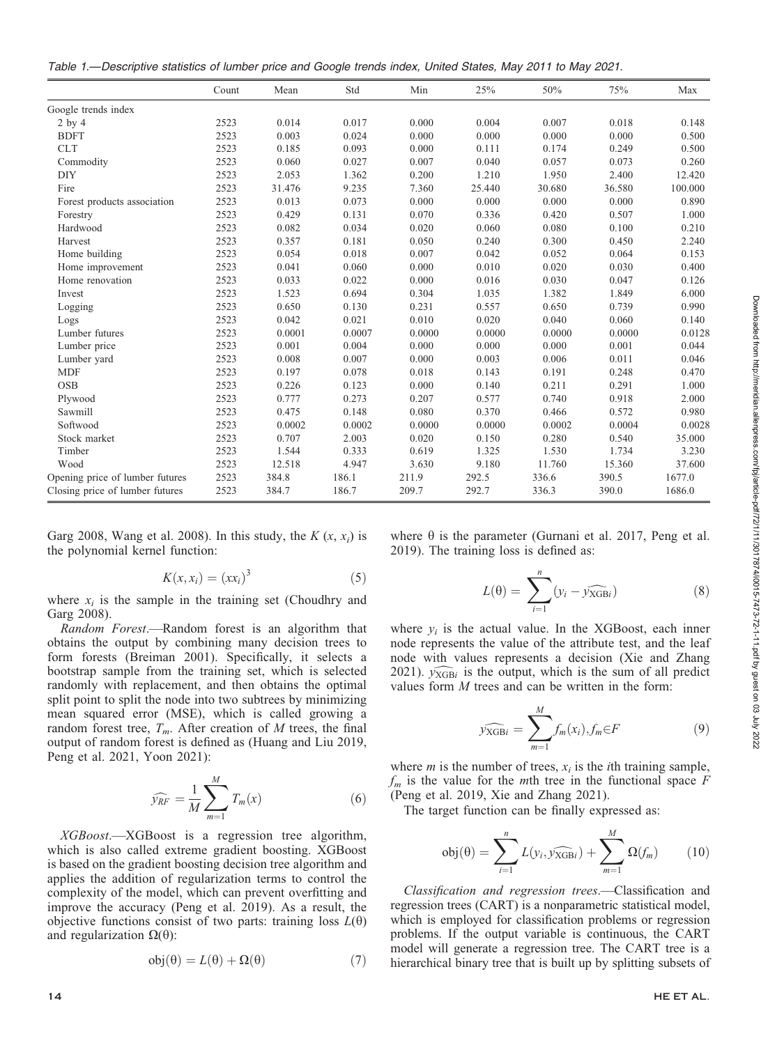Table 1.—Descriptive statistics of lumber price and Google trends index, United States, May 2011 to May 2021.

| | Count | Mean | Std | Min | 25% | 50% | 75% | Max |
|---|---|---|---|---|---|---|---|---|
| Google trends index | | | | | | | | |
| 2 by 4 | 2523 | 0.014 | 0.017 | 0.000 | 0.004 | 0.007 | 0.018 | 0.148 |
| BDFT | 2523 | 0.003 | 0.024 | 0.000 | 0.000 | 0.000 | 0.000 | 0.500 |
| CLT | 2523 | 0.185 | 0.093 | 0.000 | 0.111 | 0.174 | 0.249 | 0.500 |
| Commodity | 2523 | 0.060 | 0.027 | 0.007 | 0.040 | 0.057 | 0.073 | 0.260 |
| DIY | 2523 | 2.053 | 1.362 | 0.200 | 1.210 | 1.950 | 2.400 | 12.420 |
| Fire | 2523 | 31.476 | 9.235 | 7.360 | 25.440 | 30.680 | 36.580 | 100.000 |
| Forest products association | 2523 | 0.013 | 0.073 | 0.000 | 0.000 | 0.000 | 0.000 | 0.890 |
| Forestry | 2523 | 0.429 | 0.131 | 0.070 | 0.336 | 0.420 | 0.507 | 1.000 |
| Hardwood | 2523 | 0.082 | 0.034 | 0.020 | 0.060 | 0.080 | 0.100 | 0.210 |
| Harvest | 2523 | 0.357 | 0.181 | 0.050 | 0.240 | 0.300 | 0.450 | 2.240 |
| Home building | 2523 | 0.054 | 0.018 | 0.007 | 0.042 | 0.052 | 0.064 | 0.153 |
| Home improvement | 2523 | 0.041 | 0.060 | 0.000 | 0.010 | 0.020 | 0.030 | 0.400 |
| Home renovation | 2523 | 0.033 | 0.022 | 0.000 | 0.016 | 0.030 | 0.047 | 0.126 |
| Invest | 2523 | 1.523 | 0.694 | 0.304 | 1.035 | 1.382 | 1.849 | 6.000 |
| Logging | 2523 | 0.650 | 0.130 | 0.231 | 0.557 | 0.650 | 0.739 | 0.990 |
| Logs | 2523 | 0.042 | 0.021 | 0.010 | 0.020 | 0.040 | 0.060 | 0.140 |
| Lumber futures | 2523 | 0.0001 | 0.0007 | 0.0000 | 0.0000 | 0.0000 | 0.0000 | 0.0128 |
| Lumber price | 2523 | 0.001 | 0.004 | 0.000 | 0.000 | 0.000 | 0.001 | 0.044 |
| Lumber yard | 2523 | 0.008 | 0.007 | 0.000 | 0.003 | 0.006 | 0.011 | 0.046 |
| MDF | 2523 | 0.197 | 0.078 | 0.018 | 0.143 | 0.191 | 0.248 | 0.470 |
| OSB | 2523 | 0.226 | 0.123 | 0.000 | 0.140 | 0.211 | 0.291 | 1.000 |
| Plywood | 2523 | 0.777 | 0.273 | 0.207 | 0.577 | 0.740 | 0.918 | 2.000 |
| Sawmill | 2523 | 0.475 | 0.148 | 0.080 | 0.370 | 0.466 | 0.572 | 0.980 |
| Softwood | 2523 | 0.0002 | 0.0002 | 0.0000 | 0.0000 | 0.0002 | 0.0004 | 0.0028 |
| Stock market | 2523 | 0.707 | 2.003 | 0.020 | 0.150 | 0.280 | 0.540 | 35.000 |
| Timber | 2523 | 1.544 | 0.333 | 0.619 | 1.325 | 1.530 | 1.734 | 3.230 |
| Wood | 2523 | 12.518 | 4.947 | 3.630 | 9.180 | 11.760 | 15.360 | 37.600 |
| Opening price of lumber futures | 2523 | 384.8 | 186.1 | 211.9 | 292.5 | 336.6 | 390.5 | 1677.0 |
| Closing price of lumber futures | 2523 | 384.7 | 186.7 | 209.7 | 292.7 | 336.3 | 390.0 | 1686.0 |

Garg 2008, Wang et al. 2008). In this study, the $K(x, x_i)$ is the polynomial kernel function:

$$K(x, x_i) = (xx_i)^3 \tag{5}$$

where $x_i$ is the sample in the training set (Choudhry and Garg 2008).

*Random Forest*.—Random forest is an algorithm that obtains the output by combining many decision trees to form forests (Breiman 2001). Specifically, it selects a bootstrap sample from the training set, which is selected randomly with replacement, and then obtains the optimal split point to split the node into two subtrees by minimizing mean squared error (MSE), which is called growing a random forest tree, $T_m$. After creation of $M$ trees, the final output of random forest is defined as (Huang and Liu 2019, Peng et al. 2021, Yoon 2021):

$$\widehat{y_{RF}} = \frac{1}{M}\sum_{m=1}^{M} T_m(x) \tag{6}$$

*XGBoost*.—XGBoost is a regression tree algorithm, which is also called extreme gradient boosting. XGBoost is based on the gradient boosting decision tree algorithm and applies the addition of regularization terms to control the complexity of the model, which can prevent overfitting and improve the accuracy (Peng et al. 2019). As a result, the objective functions consist of two parts: training loss $L(\theta)$ and regularization $\Omega(\theta)$:

$$\mathrm{obj}(\theta) = L(\theta) + \Omega(\theta) \tag{7}$$

where $\theta$ is the parameter (Gurnani et al. 2017, Peng et al. 2019). The training loss is defined as:

$$L(\theta) = \sum_{i=1}^{n}(y_i - \widehat{y_{\mathrm{XGB}i}}) \tag{8}$$

where $y_i$ is the actual value. In the XGBoost, each inner node represents the value of the attribute test, and the leaf node with values represents a decision (Xie and Zhang 2021). $\widehat{y_{\mathrm{XGB}i}}$ is the output, which is the sum of all predict values form $M$ trees and can be written in the form:

$$\widehat{y_{\mathrm{XGB}i}} = \sum_{m=1}^{M} f_m(x_i), f_m \in F \tag{9}$$

where $m$ is the number of trees, $x_i$ is the $i$th training sample, $f_m$ is the value for the $m$th tree in the functional space $F$ (Peng et al. 2019, Xie and Zhang 2021).

The target function can be finally expressed as:

$$\mathrm{obj}(\theta) = \sum_{i=1}^{n} L(y_i, \widehat{y_{\mathrm{XGB}i}}) + \sum_{m=1}^{M} \Omega(f_m) \tag{10}$$

*Classification and regression trees*.—Classification and regression trees (CART) is a nonparametric statistical model, which is employed for classification problems or regression problems. If the output variable is continuous, the CART model will generate a regression tree. The CART tree is a hierarchical binary tree that is built up by splitting subsets of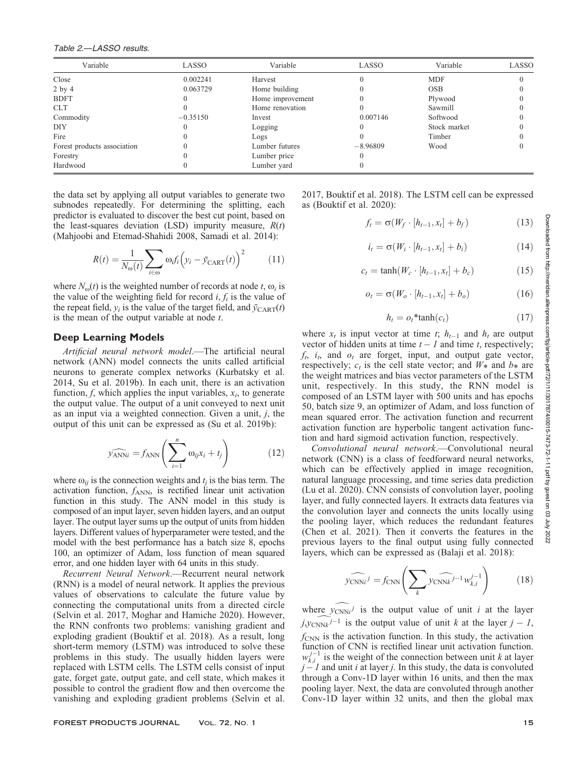Table 2.—LASSO results.

| Variable | LASSO | Variable | LASSO | Variable | LASSO |
|---|---|---|---|---|---|
| Close | 0.002241 | Harvest | 0 | MDF | 0 |
| 2 by 4 | 0.063729 | Home building | 0 | OSB | 0 |
| BDFT | 0 | Home improvement | 0 | Plywood | 0 |
| CLT | 0 | Home renovation | 0 | Sawmill | 0 |
| Commodity | −0.35150 | Invest | 0.007146 | Softwood | 0 |
| DIY | 0 | Logging | 0 | Stock market | 0 |
| Fire | 0 | Logs | 0 | Timber | 0 |
| Forest products association | 0 | Lumber futures | −8.96809 | Wood | 0 |
| Forestry | 0 | Lumber price | 0 | | |
| Hardwood | 0 | Lumber yard | 0 | | |

the data set by applying all output variables to generate two subnodes repeatedly. For determining the splitting, each predictor is evaluated to discover the best cut point, based on the least-squares deviation (LSD) impurity measure, $R(t)$ (Mahjoobi and Etemad-Shahidi 2008, Samadi et al. 2014):

$$R(t) = \frac{1}{N_{\omega}(t)} \sum_{i \in \omega} \omega_i f_i \left( y_i - \bar{y}_{\mathrm{CART}}(t) \right)^2 \tag{11}$$

where $N_{\omega}(t)$ is the weighted number of records at node $t$, $\omega_i$ is the value of the weighting field for record $i$, $f_i$ is the value of the repeat field, $y_i$ is the value of the target field, and $\bar{y}_{\mathrm{CART}}(t)$ is the mean of the output variable at node $t$.

## Deep Learning Models

*Artificial neural network model.*—The artificial neural network (ANN) model connects the units called artificial neurons to generate complex networks (Kurbatsky et al. 2014, Su et al. 2019b). In each unit, there is an activation function, $f$, which applies the input variables, $x_i$, to generate the output value. The output of a unit conveyed to next unit as an input via a weighted connection. Given a unit, $j$, the output of this unit can be expressed as (Su et al. 2019b):

$$\widehat{y_{\mathrm{ANN}i}} = f_{\mathrm{ANN}} \left( \sum_{i=1}^{n} \omega_{ij} x_i + t_j \right) \tag{12}$$

where $\omega_{ij}$ is the connection weights and $t_j$ is the bias term. The activation function, $f_{\mathrm{ANN}}$, is rectified linear unit activation function in this study. The ANN model in this study is composed of an input layer, seven hidden layers, and an output layer. The output layer sums up the output of units from hidden layers. Different values of hyperparameter were tested, and the model with the best performance has a batch size 8, epochs 100, an optimizer of Adam, loss function of mean squared error, and one hidden layer with 64 units in this study.

*Recurrent Neural Network.*—Recurrent neural network (RNN) is a model of neural network. It applies the previous values of observations to calculate the future value by connecting the computational units from a directed circle (Selvin et al. 2017, Moghar and Hamiche 2020). However, the RNN confronts two problems: vanishing gradient and exploding gradient (Bouktif et al. 2018). As a result, long short-term memory (LSTM) was introduced to solve these problems in this study. The usually hidden layers were replaced with LSTM cells. The LSTM cells consist of input gate, forget gate, output gate, and cell state, which makes it possible to control the gradient flow and then overcome the vanishing and exploding gradient problems (Selvin et al. 2017, Bouktif et al. 2018). The LSTM cell can be expressed as (Bouktif et al. 2020):

$$f_t = \sigma(W_f \cdot [h_{t-1}, x_t] + b_f) \tag{13}$$

$$i_t = \sigma(W_i \cdot [h_{t-1}, x_t] + b_i) \tag{14}$$

$$c_t = \tanh(W_c \cdot [h_{t-1}, x_t] + b_c) \tag{15}$$

$$o_t = \sigma(W_o \cdot [h_{t-1}, x_t] + b_o) \tag{16}$$

$$h_t = o_t {*} \tanh(c_t) \tag{17}$$

where $x_t$ is input vector at time $t$; $h_{t-1}$ and $h_t$ are output vector of hidden units at time $t-1$ and time $t$, respectively; $f_t$, $i_t$, and $o_t$ are forget, input, and output gate vector, respectively; $c_t$ is the cell state vector; and $W*$ and $b*$ are the weight matrices and bias vector parameters of the LSTM unit, respectively. In this study, the RNN model is composed of an LSTM layer with 500 units and has epochs 50, batch size 9, an optimizer of Adam, and loss function of mean squared error. The activation function and recurrent activation function are hyperbolic tangent activation function and hard sigmoid activation function, respectively.

*Convolutional neural network.*—Convolutional neural network (CNN) is a class of feedforward neural networks, which can be effectively applied in image recognition, natural language processing, and time series data prediction (Lu et al. 2020). CNN consists of convolution layer, pooling layer, and fully connected layers. It extracts data features via the convolution layer and connects the units locally using the pooling layer, which reduces the redundant features (Chen et al. 2021). Then it converts the features in the previous layers to the final output using fully connected layers, which can be expressed as (Balaji et al. 2018):

$$\widehat{y_{\mathrm{CNN}i}{}^{j}} = f_{\mathrm{CNN}} \left( \sum_{k} \widehat{y_{\mathrm{CNN}k}{}^{j-1}} w_{k,i}^{j-1} \right) \tag{18}$$

where $\widehat{y_{\mathrm{CNN}i}{}^{j}}$ is the output value of unit $i$ at the layer $j$, $\widehat{y_{\mathrm{CNN}k}{}^{j-1}}$ is the output value of unit $k$ at the layer $j-1$, $f_{\mathrm{CNN}}$ is the activation function. In this study, the activation function of CNN is rectified linear unit activation function. $w_{k,i}^{j-1}$ is the weight of the connection between unit $k$ at layer $j-1$ and unit $i$ at layer $j$. In this study, the data is convoluted through a Conv-1D layer within 16 units, and then the max pooling layer. Next, the data are convoluted through another Conv-1D layer within 32 units, and then the global max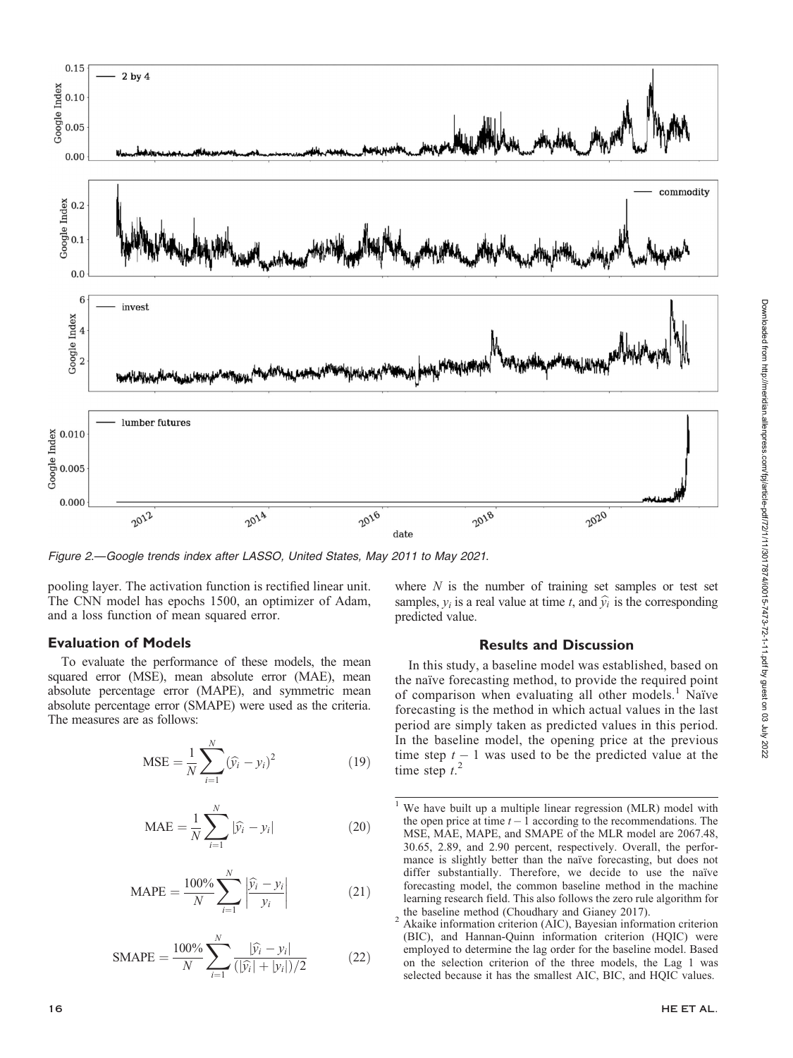Figure 2.—Google trends index after LASSO, United States, May 2011 to May 2021.

pooling layer. The activation function is rectified linear unit. The CNN model has epochs 1500, an optimizer of Adam, and a loss function of mean squared error.

### Evaluation of Models

To evaluate the performance of these models, the mean squared error (MSE), mean absolute error (MAE), mean absolute percentage error (MAPE), and symmetric mean absolute percentage error (SMAPE) were used as the criteria. The measures are as follows:

$$\mathrm{MSE} = \frac{1}{N}\sum_{i=1}^{N}(\widehat{y}_i - y_i)^2 \tag{19}$$

$$\mathrm{MAE} = \frac{1}{N}\sum_{i=1}^{N}|\widehat{y}_i - y_i| \tag{20}$$

$$\mathrm{MAPE} = \frac{100\%}{N}\sum_{i=1}^{N}\left|\frac{\widehat{y}_i - y_i}{y_i}\right| \tag{21}$$

$$\mathrm{SMAPE} = \frac{100\%}{N}\sum_{i=1}^{N}\frac{|\widehat{y}_i - y_i|}{(|\widehat{y}_i| + |y_i|)/2} \tag{22}$$

where $N$ is the number of training set samples or test set samples, $y_i$ is a real value at time $t$, and $\widehat{y}_i$ is the corresponding predicted value.

## Results and Discussion

In this study, a baseline model was established, based on the naïve forecasting method, to provide the required point of comparison when evaluating all other models.[1] Naïve forecasting is the method in which actual values in the last period are simply taken as predicted values in this period. In the baseline model, the opening price at the previous time step $t - 1$ was used to be the predicted value at the time step $t$.[2]

[1] We have built up a multiple linear regression (MLR) model with the open price at time $t - 1$ according to the recommendations. The MSE, MAE, MAPE, and SMAPE of the MLR model are 2067.48, 30.65, 2.89, and 2.90 percent, respectively. Overall, the performance is slightly better than the naïve forecasting, but does not differ substantially. Therefore, we decide to use the naïve forecasting model, the common baseline method in the machine learning research field. This also follows the zero rule algorithm for the baseline method (Choudhary and Gianey 2017).

[2] Akaike information criterion (AIC), Bayesian information criterion (BIC), and Hannan-Quinn information criterion (HQIC) were employed to determine the lag order for the baseline model. Based on the selection criterion of the three models, the Lag 1 was selected because it has the smallest AIC, BIC, and HQIC values.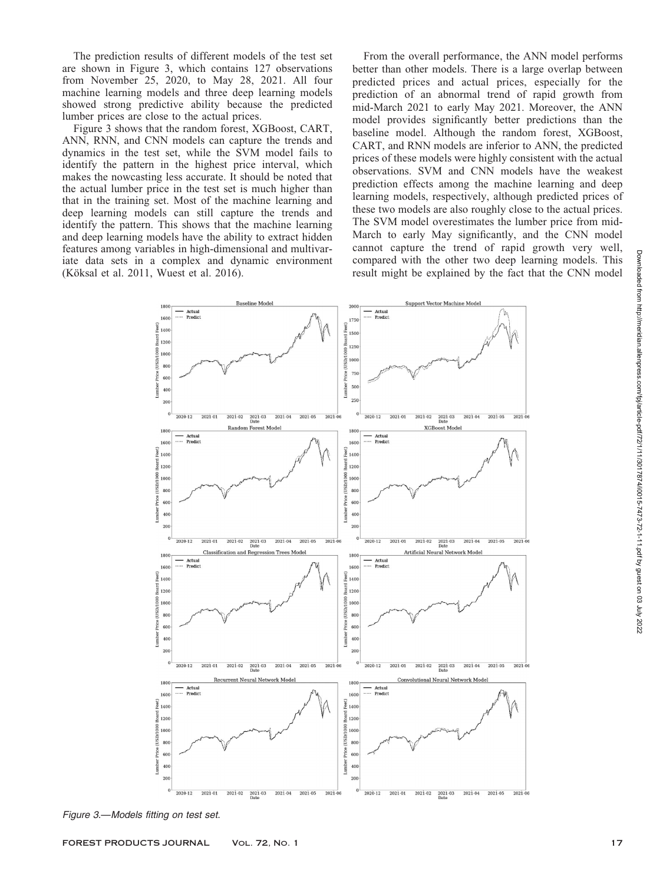The prediction results of different models of the test set are shown in Figure 3, which contains 127 observations from November 25, 2020, to May 28, 2021. All four machine learning models and three deep learning models showed strong predictive ability because the predicted lumber prices are close to the actual prices.

Figure 3 shows that the random forest, XGBoost, CART, ANN, RNN, and CNN models can capture the trends and dynamics in the test set, while the SVM model fails to identify the pattern in the highest price interval, which makes the nowcasting less accurate. It should be noted that the actual lumber price in the test set is much higher than that in the training set. Most of the machine learning and deep learning models can still capture the trends and identify the pattern. This shows that the machine learning and deep learning models have the ability to extract hidden features among variables in high-dimensional and multivariate data sets in a complex and dynamic environment (Köksal et al. 2011, Wuest et al. 2016).

From the overall performance, the ANN model performs better than other models. There is a large overlap between predicted prices and actual prices, especially for the prediction of an abnormal trend of rapid growth from mid-March 2021 to early May 2021. Moreover, the ANN model provides significantly better predictions than the baseline model. Although the random forest, XGBoost, CART, and RNN models are inferior to ANN, the predicted prices of these models were highly consistent with the actual observations. SVM and CNN models have the weakest prediction effects among the machine learning and deep learning models, respectively, although predicted prices of these two models are also roughly close to the actual prices. The SVM model overestimates the lumber price from mid-March to early May significantly, and the CNN model cannot capture the trend of rapid growth very well, compared with the other two deep learning models. This result might be explained by the fact that the CNN model

*Figure 3.—Models fitting on test set.*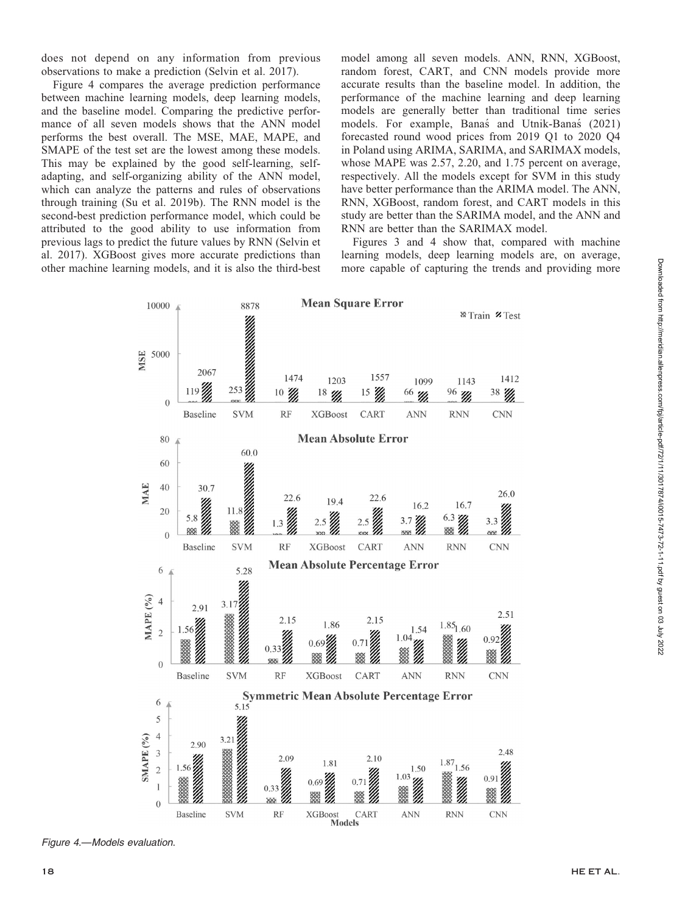does not depend on any information from previous observations to make a prediction (Selvin et al. 2017).

Figure 4 compares the average prediction performance between machine learning models, deep learning models, and the baseline model. Comparing the predictive performance of all seven models shows that the ANN model performs the best overall. The MSE, MAE, MAPE, and SMAPE of the test set are the lowest among these models. This may be explained by the good self-learning, self-adapting, and self-organizing ability of the ANN model, which can analyze the patterns and rules of observations through training (Su et al. 2019b). The RNN model is the second-best prediction performance model, which could be attributed to the good ability to use information from previous lags to predict the future values by RNN (Selvin et al. 2017). XGBoost gives more accurate predictions than other machine learning models, and it is also the third-best model among all seven models. ANN, RNN, XGBoost, random forest, CART, and CNN models provide more accurate results than the baseline model. In addition, the performance of the machine learning and deep learning models are generally better than traditional time series models. For example, Banaś and Utnik-Banaś (2021) forecasted round wood prices from 2019 Q1 to 2020 Q4 in Poland using ARIMA, SARIMA, and SARIMAX models, whose MAPE was 2.57, 2.20, and 1.75 percent on average, respectively. All the models except for SVM in this study have better performance than the ARIMA model. The ANN, RNN, XGBoost, random forest, and CART models in this study are better than the SARIMA model, and the ANN and RNN are better than the SARIMAX model.

Figures 3 and 4 show that, compared with machine learning models, deep learning models are, on average, more capable of capturing the trends and providing more

| Models | MSE Train | MSE Test | MAE Train | MAE Test | MAPE (%) Train | MAPE (%) Test | SMAPE (%) Train | SMAPE (%) Test |
|---|---|---|---|---|---|---|---|---|
| Baseline | 119 | 2067 | 5.8 | 30.7 | 1.56 | 2.91 | 1.56 | 2.90 |
| SVM | 253 | 8878 | 11.8 | 60.0 | 3.17 | 5.28 | 3.21 | 5.15 |
| RF | 10 | 1474 | 1.3 | 22.6 | 0.33 | 2.15 | 0.33 | 2.09 |
| XGBoost | 18 | 1203 | 2.5 | 19.4 | 0.69 | 1.86 | 0.69 | 1.81 |
| CART | 15 | 1557 | 2.5 | 22.6 | 0.71 | 2.15 | 0.71 | 2.10 |
| ANN | 66 | 1099 | 3.7 | 16.2 | 1.04 | 1.54 | 1.03 | 1.50 |
| RNN | 96 | 1143 | 6.3 | 16.7 | 1.85 | 1.60 | 1.87 | 1.56 |
| CNN | 38 | 1412 | 3.3 | 26.0 | 0.92 | 2.51 | 0.91 | 2.48 |

*Figure 4.—Models evaluation.*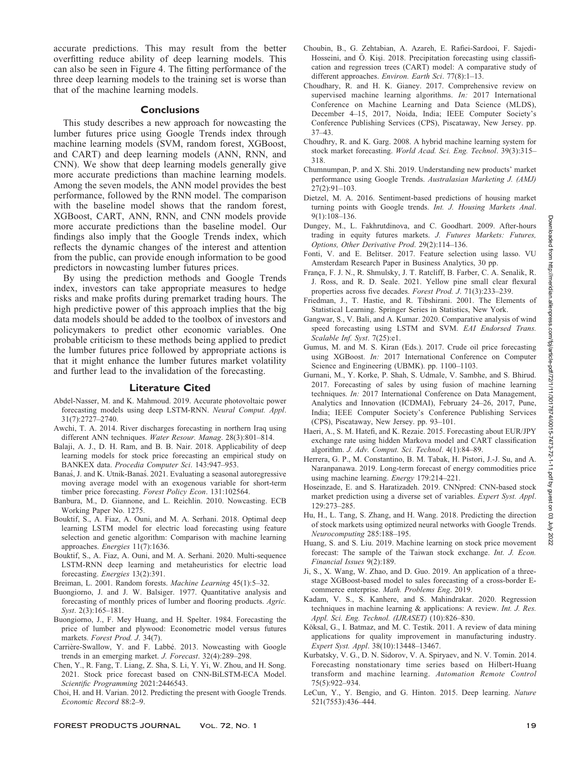accurate predictions. This may result from the better overfitting reduce ability of deep learning models. This can also be seen in Figure 4. The fitting performance of the three deep learning models to the training set is worse than that of the machine learning models.

## Conclusions

This study describes a new approach for nowcasting the lumber futures price using Google Trends index through machine learning models (SVM, random forest, XGBoost, and CART) and deep learning models (ANN, RNN, and CNN). We show that deep learning models generally give more accurate predictions than machine learning models. Among the seven models, the ANN model provides the best performance, followed by the RNN model. The comparison with the baseline model shows that the random forest, XGBoost, CART, ANN, RNN, and CNN models provide more accurate predictions than the baseline model. Our findings also imply that the Google Trends index, which reflects the dynamic changes of the interest and attention from the public, can provide enough information to be good predictors in nowcasting lumber futures prices.

By using the prediction methods and Google Trends index, investors can take appropriate measures to hedge risks and make profits during premarket trading hours. The high predictive power of this approach implies that the big data models should be added to the toolbox of investors and policymakers to predict other economic variables. One probable criticism to these methods being applied to predict the lumber futures price followed by appropriate actions is that it might enhance the lumber futures market volatility and further lead to the invalidation of the forecasting.

## Literature Cited

Abdel-Nasser, M. and K. Mahmoud. 2019. Accurate photovoltaic power forecasting models using deep LSTM-RNN. *Neural Comput. Appl*. 31(7):2727–2740.

Awchi, T. A. 2014. River discharges forecasting in northern Iraq using different ANN techniques. *Water Resour. Manag*. 28(3):801–814.

Balaji, A. J., D. H. Ram, and B. B. Nair. 2018. Applicability of deep learning models for stock price forecasting an empirical study on BANKEX data. *Procedia Computer Sci*. 143:947–953.

Banaś, J. and K. Utnik-Banaś. 2021. Evaluating a seasonal autoregressive moving average model with an exogenous variable for short-term timber price forecasting. *Forest Policy Econ*. 131:102564.

Banbura, M., D. Giannone, and L. Reichlin. 2010. Nowcasting. ECB Working Paper No. 1275.

Bouktif, S., A. Fiaz, A. Ouni, and M. A. Serhani. 2018. Optimal deep learning LSTM model for electric load forecasting using feature selection and genetic algorithm: Comparison with machine learning approaches. *Energies* 11(7):1636.

Bouktif, S., A. Fiaz, A. Ouni, and M. A. Serhani. 2020. Multi-sequence LSTM-RNN deep learning and metaheuristics for electric load forecasting. *Energies* 13(2):391.

Breiman, L. 2001. Random forests. *Machine Learning* 45(1):5–32.

Buongiorno, J. and J. W. Balsiger. 1977. Quantitative analysis and forecasting of monthly prices of lumber and flooring products. *Agric. Syst*. 2(3):165–181.

Buongiorno, J., F. Mey Huang, and H. Spelter. 1984. Forecasting the price of lumber and plywood: Econometric model versus futures markets. *Forest Prod. J*. 34(7).

Carrière-Swallow, Y. and F. Labbé. 2013. Nowcasting with Google trends in an emerging market. *J. Forecast*. 32(4):289–298.

Chen, Y., R. Fang, T. Liang, Z. Sha, S. Li, Y. Yi, W. Zhou, and H. Song. 2021. Stock price forecast based on CNN-BiLSTM-ECA Model. *Scientific Programming* 2021:2446543.

Choi, H. and H. Varian. 2012. Predicting the present with Google Trends. *Economic Record* 88:2–9.

Choubin, B., G. Zehtabian, A. Azareh, E. Rafiei-Sardooi, F. Sajedi-Hosseini, and Ö. Kişi. 2018. Precipitation forecasting using classification and regression trees (CART) model: A comparative study of different approaches. *Environ. Earth Sci*. 77(8):1–13.

Choudhary, R. and H. K. Gianey. 2017. Comprehensive review on supervised machine learning algorithms. *In:* 2017 International Conference on Machine Learning and Data Science (MLDS), December 4–15, 2017, Noida, India; IEEE Computer Society's Conference Publishing Services (CPS), Piscataway, New Jersey. pp. 37–43.

Choudhry, R. and K. Garg. 2008. A hybrid machine learning system for stock market forecasting. *World Acad. Sci. Eng. Technol*. 39(3):315–318.

Chumnumpan, P. and X. Shi. 2019. Understanding new products' market performance using Google Trends. *Australasian Marketing J. (AMJ)* 27(2):91–103.

Dietzel, M. A. 2016. Sentiment-based predictions of housing market turning points with Google trends. *Int. J. Housing Markets Anal*. 9(1):108–136.

Dungey, M., L. Fakhrutdinova, and C. Goodhart. 2009. After-hours trading in equity futures markets. *J. Futures Markets: Futures, Options, Other Derivative Prod*. 29(2):114–136.

Fonti, V. and E. Belitser. 2017. Feature selection using lasso. VU Amsterdam Research Paper in Business Analytics, 30 pp.

França, F. J. N., R. Shmulsky, J. T. Ratcliff, B. Farber, C. A. Senalik, R. J. Ross, and R. D. Seale. 2021. Yellow pine small clear flexural properties across five decades. *Forest Prod. J*. 71(3):233–239.

Friedman, J., T. Hastie, and R. Tibshirani. 2001. The Elements of Statistical Learning. Springer Series in Statistics, New York.

Gangwar, S., V. Bali, and A. Kumar. 2020. Comparative analysis of wind speed forecasting using LSTM and SVM. *EAI Endorsed Trans. Scalable Inf. Syst*. 7(25):e1.

Gumus, M. and M. S. Kiran (Eds.). 2017. Crude oil price forecasting using XGBoost. *In:* 2017 International Conference on Computer Science and Engineering (UBMK). pp. 1100–1103.

Gurnani, M., Y. Korke, P. Shah, S. Udmale, V. Sambhe, and S. Bhirud. 2017. Forecasting of sales by using fusion of machine learning techniques. *In:* 2017 International Conference on Data Management, Analytics and Innovation (ICDMAI), February 24–26, 2017, Pune, India; IEEE Computer Society's Conference Publishing Services (CPS), Piscataway, New Jersey. pp. 93–101.

Haeri, A., S. M. Hatefi, and K. Rezaie. 2015. Forecasting about EUR/JPY exchange rate using hidden Markova model and CART classification algorithm. *J. Adv. Comput. Sci. Technol*. 4(1):84–89.

Herrera, G. P., M. Constantino, B. M. Tabak, H. Pistori, J.-J. Su, and A. Naranpanawa. 2019. Long-term forecast of energy commodities price using machine learning. *Energy* 179:214–221.

Hoseinzade, E. and S. Haratizadeh. 2019. CNNpred: CNN-based stock market prediction using a diverse set of variables. *Expert Syst. Appl*. 129:273–285.

Hu, H., L. Tang, S. Zhang, and H. Wang. 2018. Predicting the direction of stock markets using optimized neural networks with Google Trends. *Neurocomputing* 285:188–195.

Huang, S. and S. Liu. 2019. Machine learning on stock price movement forecast: The sample of the Taiwan stock exchange. *Int. J. Econ. Financial Issues* 9(2):189.

Ji, S., X. Wang, W. Zhao, and D. Guo. 2019. An application of a three-stage XGBoost-based model to sales forecasting of a cross-border E-commerce enterprise. *Math. Problems Eng*. 2019.

Kadam, V. S., S. Kanhere, and S. Mahindrakar. 2020. Regression techniques in machine learning & applications: A review. *Int. J. Res. Appl. Sci. Eng. Technol. (IJRASET)* (10):826–830.

Köksal, G., I. Batmaz, and M. C. Testik. 2011. A review of data mining applications for quality improvement in manufacturing industry. *Expert Syst. Appl*. 38(10):13448–13467.

Kurbatsky, V. G., D. N. Sidorov, V. A. Spiryaev, and N. V. Tomin. 2014. Forecasting nonstationary time series based on Hilbert-Huang transform and machine learning. *Automation Remote Control* 75(5):922–934.

LeCun, Y., Y. Bengio, and G. Hinton. 2015. Deep learning. *Nature* 521(7553):436–444.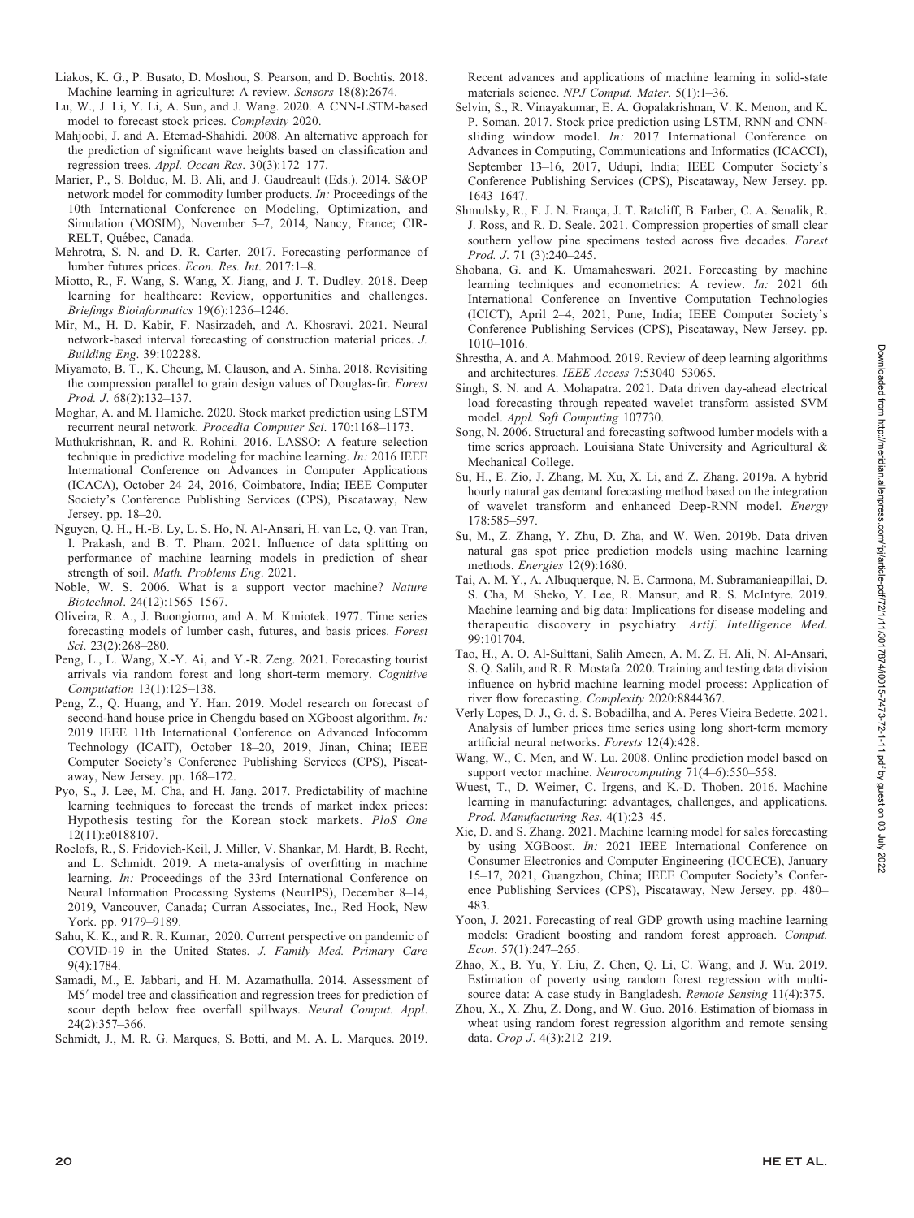Liakos, K. G., P. Busato, D. Moshou, S. Pearson, and D. Bochtis. 2018. Machine learning in agriculture: A review. *Sensors* 18(8):2674.

Lu, W., J. Li, Y. Li, A. Sun, and J. Wang. 2020. A CNN-LSTM-based model to forecast stock prices. *Complexity* 2020.

Mahjoobi, J. and A. Etemad-Shahidi. 2008. An alternative approach for the prediction of significant wave heights based on classification and regression trees. *Appl. Ocean Res*. 30(3):172–177.

Marier, P., S. Bolduc, M. B. Ali, and J. Gaudreault (Eds.). 2014. S&OP network model for commodity lumber products. *In:* Proceedings of the 10th International Conference on Modeling, Optimization, and Simulation (MOSIM), November 5–7, 2014, Nancy, France; CIRRELT, Québec, Canada.

Mehrotra, S. N. and D. R. Carter. 2017. Forecasting performance of lumber futures prices. *Econ. Res. Int*. 2017:1–8.

Miotto, R., F. Wang, S. Wang, X. Jiang, and J. T. Dudley. 2018. Deep learning for healthcare: Review, opportunities and challenges. *Briefings Bioinformatics* 19(6):1236–1246.

Mir, M., H. D. Kabir, F. Nasirzadeh, and A. Khosravi. 2021. Neural network-based interval forecasting of construction material prices. *J. Building Eng*. 39:102288.

Miyamoto, B. T., K. Cheung, M. Clauson, and A. Sinha. 2018. Revisiting the compression parallel to grain design values of Douglas-fir. *Forest Prod. J*. 68(2):132–137.

Moghar, A. and M. Hamiche. 2020. Stock market prediction using LSTM recurrent neural network. *Procedia Computer Sci*. 170:1168–1173.

Muthukrishnan, R. and R. Rohini. 2016. LASSO: A feature selection technique in predictive modeling for machine learning. *In:* 2016 IEEE International Conference on Advances in Computer Applications (ICACA), October 24–24, 2016, Coimbatore, India; IEEE Computer Society's Conference Publishing Services (CPS), Piscataway, New Jersey. pp. 18–20.

Nguyen, Q. H., H.-B. Ly, L. S. Ho, N. Al-Ansari, H. van Le, Q. van Tran, I. Prakash, and B. T. Pham. 2021. Influence of data splitting on performance of machine learning models in prediction of shear strength of soil. *Math. Problems Eng*. 2021.

Noble, W. S. 2006. What is a support vector machine? *Nature Biotechnol*. 24(12):1565–1567.

Oliveira, R. A., J. Buongiorno, and A. M. Kmiotek. 1977. Time series forecasting models of lumber cash, futures, and basis prices. *Forest Sci*. 23(2):268–280.

Peng, L., L. Wang, X.-Y. Ai, and Y.-R. Zeng. 2021. Forecasting tourist arrivals via random forest and long short-term memory. *Cognitive Computation* 13(1):125–138.

Peng, Z., Q. Huang, and Y. Han. 2019. Model research on forecast of second-hand house price in Chengdu based on XGboost algorithm. *In:* 2019 IEEE 11th International Conference on Advanced Infocomm Technology (ICAIT), October 18–20, 2019, Jinan, China; IEEE Computer Society's Conference Publishing Services (CPS), Piscataway, New Jersey. pp. 168–172.

Pyo, S., J. Lee, M. Cha, and H. Jang. 2017. Predictability of machine learning techniques to forecast the trends of market index prices: Hypothesis testing for the Korean stock markets. *PloS One* 12(11):e0188107.

Roelofs, R., S. Fridovich-Keil, J. Miller, V. Shankar, M. Hardt, B. Recht, and L. Schmidt. 2019. A meta-analysis of overfitting in machine learning. *In:* Proceedings of the 33rd International Conference on Neural Information Processing Systems (NeurIPS), December 8–14, 2019, Vancouver, Canada; Curran Associates, Inc., Red Hook, New York. pp. 9179–9189.

Sahu, K. K., and R. R. Kumar, 2020. Current perspective on pandemic of COVID-19 in the United States. *J. Family Med. Primary Care* 9(4):1784.

Samadi, M., E. Jabbari, and H. M. Azamathulla. 2014. Assessment of M5′ model tree and classification and regression trees for prediction of scour depth below free overfall spillways. *Neural Comput. Appl*. 24(2):357–366.

Schmidt, J., M. R. G. Marques, S. Botti, and M. A. L. Marques. 2019. Recent advances and applications of machine learning in solid-state materials science. *NPJ Comput. Mater*. 5(1):1–36.

Selvin, S., R. Vinayakumar, E. A. Gopalakrishnan, V. K. Menon, and K. P. Soman. 2017. Stock price prediction using LSTM, RNN and CNN-sliding window model. *In:* 2017 International Conference on Advances in Computing, Communications and Informatics (ICACCI), September 13–16, 2017, Udupi, India; IEEE Computer Society's Conference Publishing Services (CPS), Piscataway, New Jersey. pp. 1643–1647.

Shmulsky, R., F. J. N. França, J. T. Ratcliff, B. Farber, C. A. Senalik, R. J. Ross, and R. D. Seale. 2021. Compression properties of small clear southern yellow pine specimens tested across five decades. *Forest Prod. J*. 71 (3):240–245.

Shobana, G. and K. Umamaheswari. 2021. Forecasting by machine learning techniques and econometrics: A review. *In:* 2021 6th International Conference on Inventive Computation Technologies (ICICT), April 2–4, 2021, Pune, India; IEEE Computer Society's Conference Publishing Services (CPS), Piscataway, New Jersey. pp. 1010–1016.

Shrestha, A. and A. Mahmood. 2019. Review of deep learning algorithms and architectures. *IEEE Access* 7:53040–53065.

Singh, S. N. and A. Mohapatra. 2021. Data driven day-ahead electrical load forecasting through repeated wavelet transform assisted SVM model. *Appl. Soft Computing* 107730.

Song, N. 2006. Structural and forecasting softwood lumber models with a time series approach. Louisiana State University and Agricultural & Mechanical College.

Su, H., E. Zio, J. Zhang, M. Xu, X. Li, and Z. Zhang. 2019a. A hybrid hourly natural gas demand forecasting method based on the integration of wavelet transform and enhanced Deep-RNN model. *Energy* 178:585–597.

Su, M., Z. Zhang, Y. Zhu, D. Zha, and W. Wen. 2019b. Data driven natural gas spot price prediction models using machine learning methods. *Energies* 12(9):1680.

Tai, A. M. Y., A. Albuquerque, N. E. Carmona, M. Subramanieapillai, D. S. Cha, M. Sheko, Y. Lee, R. Mansur, and R. S. McIntyre. 2019. Machine learning and big data: Implications for disease modeling and therapeutic discovery in psychiatry. *Artif. Intelligence Med*. 99:101704.

Tao, H., A. O. Al-Sulttani, Salih Ameen, A. M. Z. H. Ali, N. Al-Ansari, S. Q. Salih, and R. R. Mostafa. 2020. Training and testing data division influence on hybrid machine learning model process: Application of river flow forecasting. *Complexity* 2020:8844367.

Verly Lopes, D. J., G. d. S. Bobadilha, and A. Peres Vieira Bedette. 2021. Analysis of lumber prices time series using long short-term memory artificial neural networks. *Forests* 12(4):428.

Wang, W., C. Men, and W. Lu. 2008. Online prediction model based on support vector machine. *Neurocomputing* 71(4–6):550–558.

Wuest, T., D. Weimer, C. Irgens, and K.-D. Thoben. 2016. Machine learning in manufacturing: advantages, challenges, and applications. *Prod. Manufacturing Res*. 4(1):23–45.

Xie, D. and S. Zhang. 2021. Machine learning model for sales forecasting by using XGBoost. *In:* 2021 IEEE International Conference on Consumer Electronics and Computer Engineering (ICCECE), January 15–17, 2021, Guangzhou, China; IEEE Computer Society's Conference Publishing Services (CPS), Piscataway, New Jersey. pp. 480–483.

Yoon, J. 2021. Forecasting of real GDP growth using machine learning models: Gradient boosting and random forest approach. *Comput. Econ*. 57(1):247–265.

Zhao, X., B. Yu, Y. Liu, Z. Chen, Q. Li, C. Wang, and J. Wu. 2019. Estimation of poverty using random forest regression with multi-source data: A case study in Bangladesh. *Remote Sensing* 11(4):375.

Zhou, X., X. Zhu, Z. Dong, and W. Guo. 2016. Estimation of biomass in wheat using random forest regression algorithm and remote sensing data. *Crop J*. 4(3):212–219.